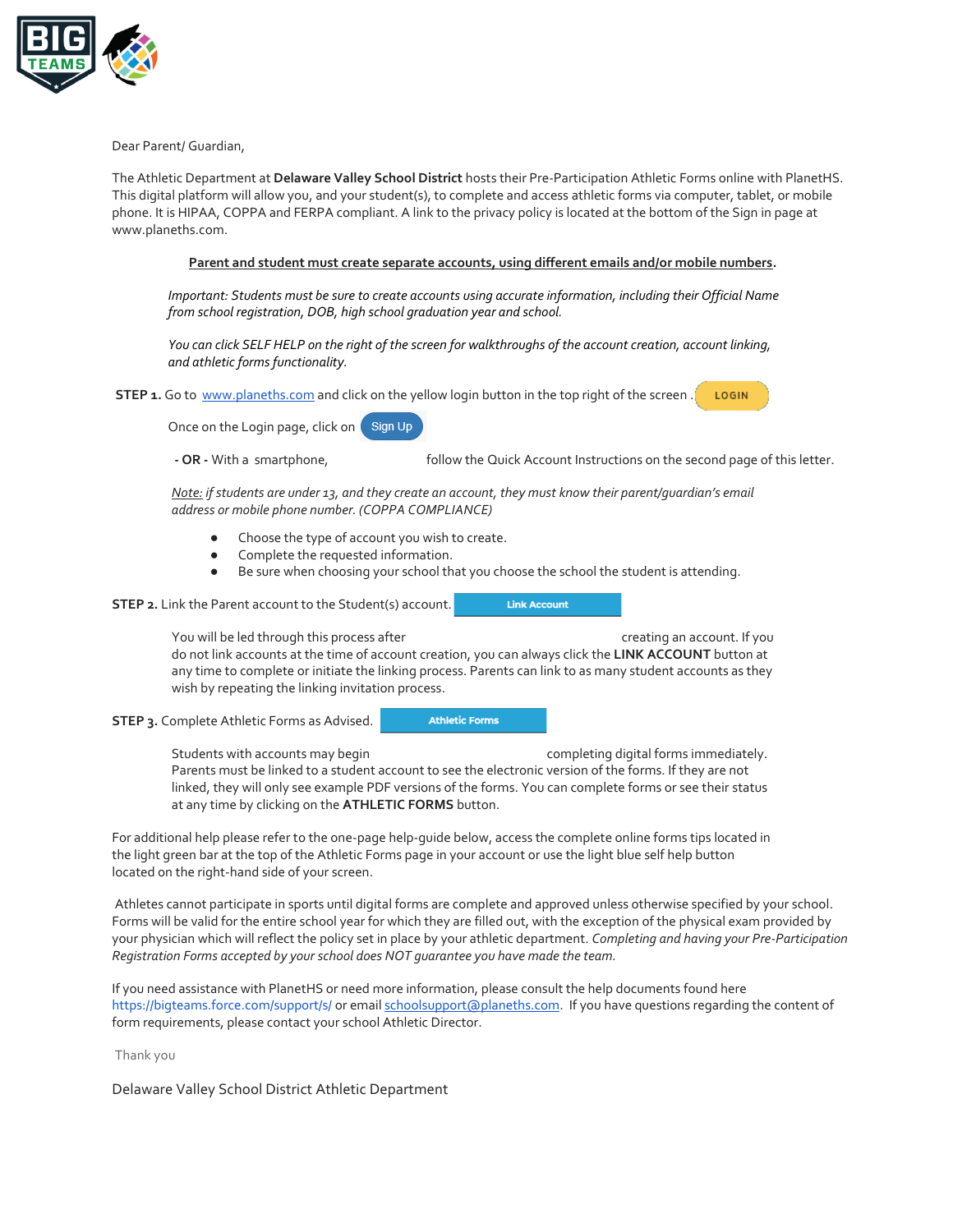Dear Parent/ Guardian,

The Athletic Department at **Delaware Valley School District** hosts their Pre-Participation Athletic Forms online with PlanetHS. This digital platform will allow you, and your student(s), to complete and access athletic forms via computer, tablet, or mobile phone. It is HIPAA, COPPA and FERPA compliant. A link to the privacy policy is located at the bottom of the Sign in page at www.planeths.com.

**Parent and student must create separate accounts, using different emails and/or mobile numbers.**

*Important: Students must be sure to create accounts using accurate information, including their Official Name from school registration, DOB, high school graduation year and school.*

*You can click SELF HELP on the right of the screen for walkthroughs of the account creation, account linking, and athletic forms functionality.*

**STEP 1.** Go to www.planeths.com and click on the yellow login button in the top right of the screen . LOGIN

Once on the Login page, click on Sign Up

**- OR -** With a smartphone, follow the Quick Account Instructions on the second page of this letter.

*Note: if students are under 13, and they create an account, they must know their parent/guardian's email address or mobile phone number. (COPPA COMPLIANCE)*

- Choose the type of account you wish to create.
- Complete the requested information.
- Be sure when choosing your school that you choose the school the student is attending.

**STEP 2.** Link the Parent account to the Student(s) account. Link Account

You will be led through this process after creating an account. If you do not link accounts at the time of account creation, you can always click the **LINK ACCOUNT** button at any time to complete or initiate the linking process. Parents can link to as many student accounts as they wish by repeating the linking invitation process.

**STEP 3.** Complete Athletic Forms as Advised. Athletic Forms

Students with accounts may begin completing digital forms immediately. Parents must be linked to a student account to see the electronic version of the forms. If they are not linked, they will only see example PDF versions of the forms. You can complete forms or see their status at any time by clicking on the **ATHLETIC FORMS** button.

For additional help please refer to the one-page help-guide below, access the complete online forms tips located in the light green bar at the top of the Athletic Forms page in your account or use the light blue self help button located on the right-hand side of your screen.

Athletes cannot participate in sports until digital forms are complete and approved unless otherwise specified by your school. Forms will be valid for the entire school year for which they are filled out, with the exception of the physical exam provided by your physician which will reflect the policy set in place by your athletic department. *Completing and having your Pre-Participation Registration Forms accepted by your school does NOT guarantee you have made the team.*

If you need assistance with PlanetHS or need more information, please consult the help documents found here https://bigteams.force.com/support/s/ or email schoolsupport@planeths.com. If you have questions regarding the content of form requirements, please contact your school Athletic Director.

Thank you

Delaware Valley School District Athletic Department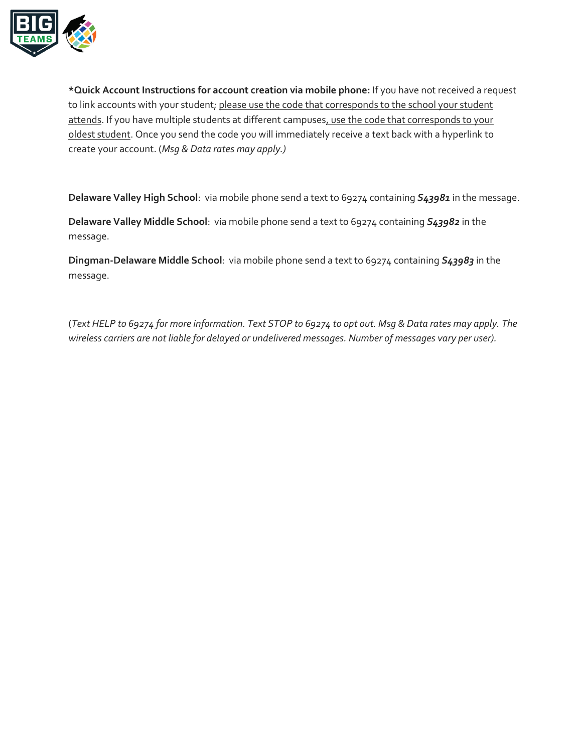**\*Quick Account Instructions for account creation via mobile phone:** If you have not received a request to link accounts with your student; please use the code that corresponds to the school your student attends. If you have multiple students at different campuses, use the code that corresponds to your oldest student. Once you send the code you will immediately receive a text back with a hyperlink to create your account. (*Msg & Data rates may apply.)*

**Delaware Valley High School**: via mobile phone send a text to 69274 containing ***S43981*** in the message.

**Delaware Valley Middle School**: via mobile phone send a text to 69274 containing ***S43982*** in the message.

**Dingman-Delaware Middle School**: via mobile phone send a text to 69274 containing ***S43983*** in the message.

(*Text HELP to 69274 for more information. Text STOP to 69274 to opt out. Msg & Data rates may apply. The wireless carriers are not liable for delayed or undelivered messages. Number of messages vary per user).*